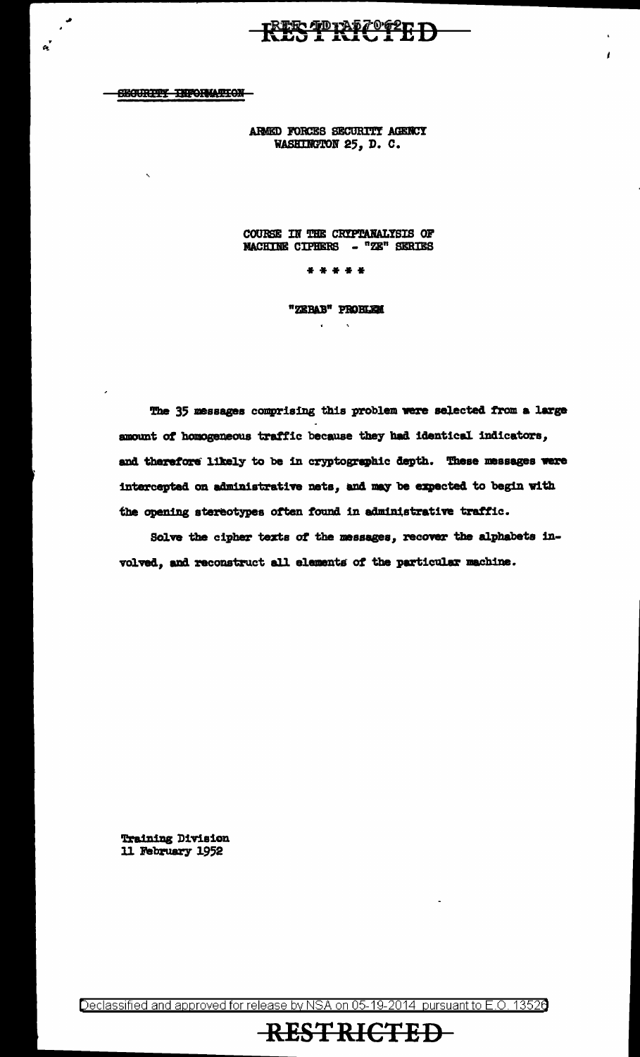RESTRICTED

SECURITY INFORMATION

ARMED FORCES SECURITY AGENCY
WASHINGTON 25, D. C.

# COURSE IN THE CRYPTANALYSIS OF MACHINE CIPHERS - "ZE" SERIES

\* \* \* \* \*

## "ZEBAB" PROBLEM

The 35 messages comprising this problem were selected from a large amount of homogeneous traffic because they had identical indicators, and therefore likely to be in cryptographic depth. These messages were intercepted on administrative nets, and may be expected to begin with the opening stereotypes often found in administrative traffic.

Solve the cipher texts of the messages, recover the alphabets involved, and reconstruct all elements of the particular machine.

Training Division
11 February 1952

Declassified and approved for release by NSA on 05-19-2014 pursuant to E.O. 13526

RESTRICTED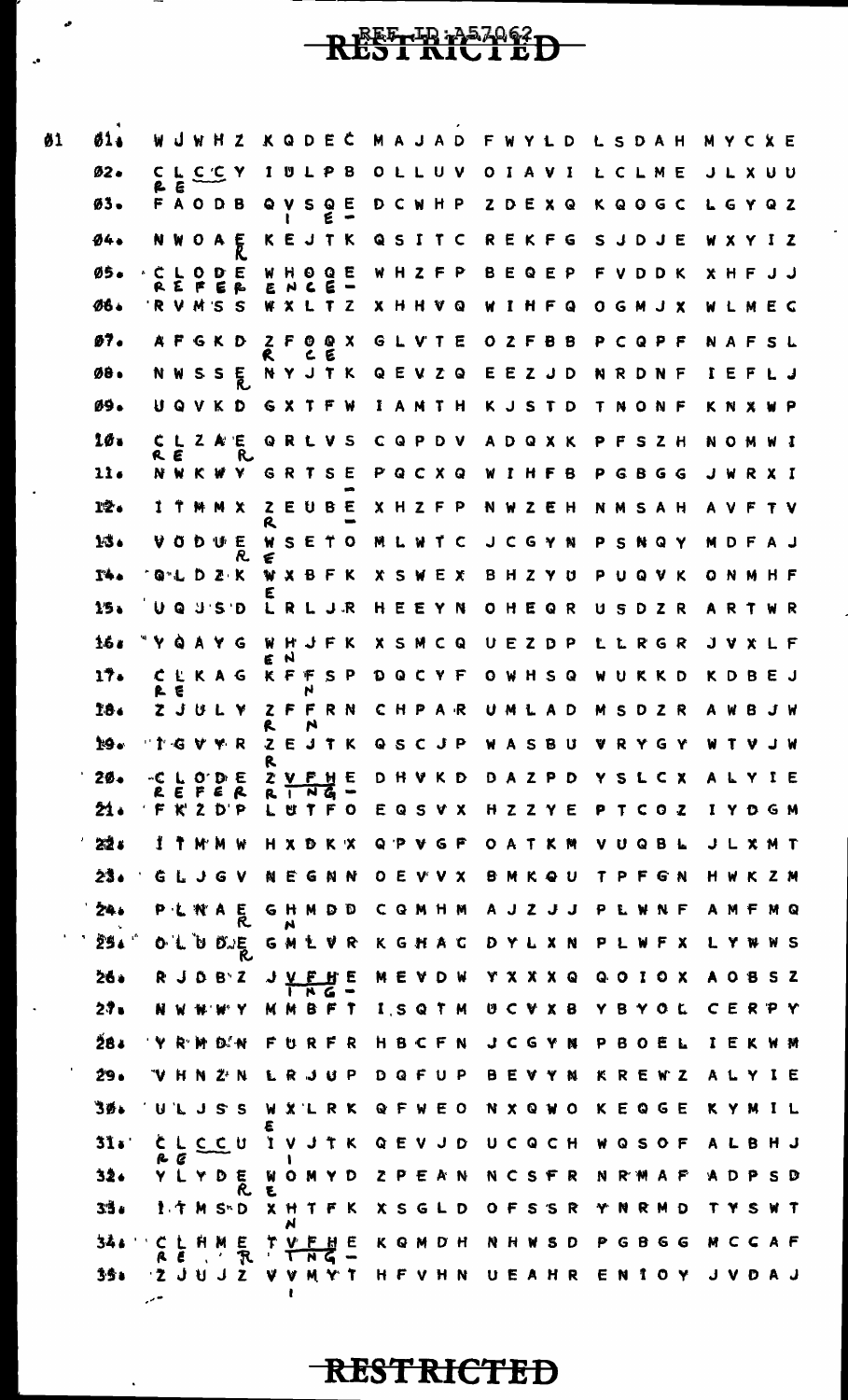RESTRICTED

| | | | | | | | |
|---|---|---|---|---|---|---|---|
| 01 | 01. | WJWHZ | KQDEC | MAJAD | FWYLD | LSDAH | MYCXE |
| | 02. | CLCCY | IULPB | OLLUV | OIAVI | LCLME | JLXUU |
| | | RE | | | | | |
| | 03. | FAODB | QVSQE | DCWHP | ZDEXQ | KQOGC | LGYQZ |
| | | | I E - | | | | |
| | 04. | NWOAE | KEJTK | QSITC | REKFG | SJDJE | WXYIZ |
| | | R | | | | | |
| | 05. | CLODE | WHOQE | WHZFP | BEQEP | FVDDK | XHFJJ |
| | | REFER | ENCE- | | | | |
| | 06. | RVMSS | WXLTZ | XHHVQ | WIHFQ | OGMJX | WLMEC |
| | 07. | AFGKD | ZFOQX | GLVTE | OZFBB | PCQPF | NAFSL |
| | | | R CE | | | | |
| | 08. | NWSSE | NYJTK | QEVZQ | EEZJD | NRDNF | IEFLJ |
| | | R | | | | | |
| | 09. | UQVKD | GXTFW | IAMTH | KJSTD | TNONF | KNXWP |
| | 10. | CLZAE | QRLVS | CQPDV | ADQXK | PFSZH | NOMWI |
| | | RE R | | | | | |
| | 11. | NWKWY | GRTSE | PQCXQ | WIHFB | PGBGG | JWRXI |
| | | | - | | | | |
| | 12. | ITMMX | ZEUBE | XHZFP | NWZEH | NMSAH | AVFTV |
| | | | R - | | | | |
| | 13. | VODUE | WSETO | MLWTC | JCGYN | PSNQY | MDFAJ |
| | | R | E | | | | |
| | 14. | QLDZK | WXBFK | XSWEX | BHZYU | PUQVK | ONMHF |
| | | | E | | | | |
| | 15. | UQJSD | LRLJR | HEEYN | OHEQR | USDZR | ARTWR |
| | 16. | YQAYG | WHJFK | XSMCQ | UEZDP | LLRGR | JVXLF |
| | | | EN | | | | |
| | 17. | CLKAG | KFFSP | DQCYF | OWHSQ | WUKKD | KDBEJ |
| | | RE | N | | | | |
| | 18. | ZJULY | ZFFRN | CHPAR | UMLAD | MSDZR | AWBJW |
| | | | R N | | | | |
| | 19. | TGVYR | ZEJTK | QSCJP | WASBU | VRYGY | WTVJW |
| | | | R | | | | |
| | 20. | CLODE | ZVFHE | DHVKD | DAZPD | YSLCX | ALYIE |
| | | REFER | RING- | | | | |
| | 21. | FKZDP | LUTFO | EQSVX | HZZYE | PTCOZ | IYDGM |
| | 22. | ITMMW | HXDKX | QPVGF | OATKM | VUQBL | JLXMT |
| | 23. | GLJGV | NEGNN | OEVVX | BMKQU | TPFGN | HWKZM |
| | 24. | PLNAE | GHMDD | CQMHM | AJZJJ | PLWNF | AMFMQ |
| | | R | N | | | | |
| | 25. | OLUDE | GMLVR | KGHAC | DYLXN | PLWFX | LYWWS |
| | | R | | | | | |
| | 26. | RJDBZ | JVFHE | MEVDW | YXXXQ | QOIOX | AOBSZ |
| | | | ING- | | | | |
| | 27. | NWWWY | MMBFT | ISQTM | UCVXB | YBYOL | CERPY |
| | 28. | YRMDN | FURFR | HBCFN | JCGYN | PBOEL | IEKWM |
| | 29. | VHNZN | LRJUP | DQFUP | BEVYN | KREWZ | ALYIE |
| | 30. | ULJSS | WXLRK | QFWEO | NXQWO | KEQGE | KYMIL |
| | | | E | | | | |
| | 31. | CLCCU | IVJTK | QEVJD | UCQCH | WQSOF | ALBHJ |
| | | RE | I | | | | |
| | 32. | YLYDE | WOMYD | ZPEAN | NCSFR | NRMAF | ADPSD |
| | | R | E | | | | |
| | 33. | ITMSD | XHTFK | XSGLD | OFSSR | YNRMD | TYSWT |
| | | | N | | | | |
| | 34. | CLHME | TVFHE | KQMDH | NHWSD | PGBGG | MCCAF |
| | | RE R | ING- | | | | |
| | 35. | ZJUJZ | VVMYT | HFVHN | UEAHR | ENIOY | JVDAJ |
| | | | I | | | | |

RESTRICTED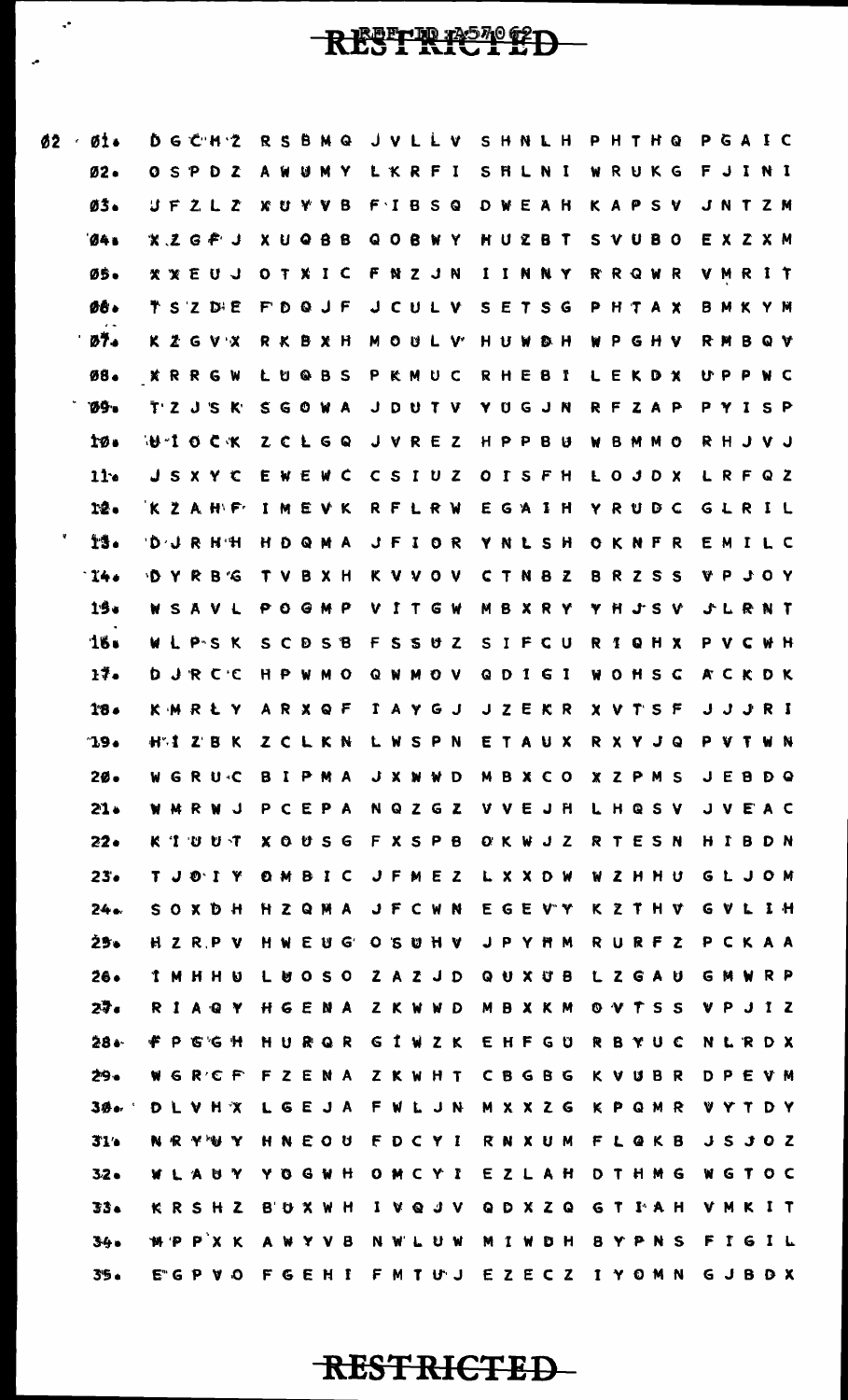RESTRICTED

```
02 · 01.  DGCMZ RSBMQ JVLLV SHNLH PHTHQ PGAIC
     02.  OSPDZ AWUMY LKRFI SHLNI WRUKG FJINI
     03.  UFZLZ XUYVB FIBSQ DWEAH KAPSV JNTZM
     04.  XZGFJ XUQBB QOBWY HUZBT SVUBO EXZXM
     05.  XXEUJ OTXIC FNZJN IINNY RRQWR VMRIT
     06.  TSZDE FDQJF JCULV SETSG PHTAX BMKYM
     07.  KZGVX RKBXH MOULV HUWDH WPGHV RMBQV
     08.  XRRGW LUQBS PKMUC RHEBI LEKDX UPPWC
     09.  TZJSK SGOWA JDUTV YUGJN RFZAP PYISP
     10.  UIOCK ZCLGQ JVREZ HPPBU WBMMO RHJVJ
     11.  JSXYC EWEWC CSIUZ OISFH LOJDX LRFQZ
     12.  KZAHF IMEVK RFLRW EGAIH YRUDC GLRIL
     13.  DJRHH HDQMA JFIOR YNLSH OKNFR EMILC
     14.  DYRBG TVBXH KVVOV CTNBZ BRZSS VPJOY
     15.  WSAVL POGMP VITGW MBXRY YHJSV JLRNT
     16.  WLPSK SCDSB FSSUZ SIFCU RIQHX PVCWH
     17.  DJRCC HPWMO QWMOV QDIGI WOHSC ACKDK
     18.  KMRLY ARXQF IAYGJ JZEKR XVTSF JJJRI
     19.  HIZBK ZCLKN LWSPN ETAUX RXYJQ PVTWN
     20.  WGRUC BIPMA JXWWD MBXCO XZPMS JEBDQ
     21.  WMRWJ PCEPA NQZGZ VVEJH LHQSV JVEAC
     22.  KIUUT XOUSG FXSPB OKWJZ RTESN HIBDN
     23.  TJOIY OMBIC JFMEZ LXXDW WZHHU GLJOM
     24.  SOXDH HZQMA JFCWN EGEVY KZTHV GVLIH
     25.  HZRPV HWEUG OSUHV JPYHM RURFZ PCKAA
     26.  IMHHU LUOSO ZAZJD QUXUB LZGAU GMWRP
     27.  RIAQY HGENA ZKWWD MBXKM OVTSS VPJIZ
     28.  FPGGH HURQR GIWZK EHFGU RBYUC NLRDX
     29.  WGRCF FZENA ZKWHT CBGBG KVUBR DPEVM
     30.  DLVHX LGEJA FWLJN MXXZG KPQMR VYTDY
     31.  NRYUY HNEOU FDCYI RNXUM FLQKB JSJOZ
     32.  WLAUY YOGWH OMCYI EZLAH DTHMG WGTOC
     33.  KRSHZ BUXWH IVQJV QDXZQ GTIAH VMKIT
     34.  MPPXK AWYVB NWLUW MIWDH BYPNS FIGIL
     35.  EGPVO FGEHI FMTUJ EZECZ IYOMN GJBDX
```

RESTRICTED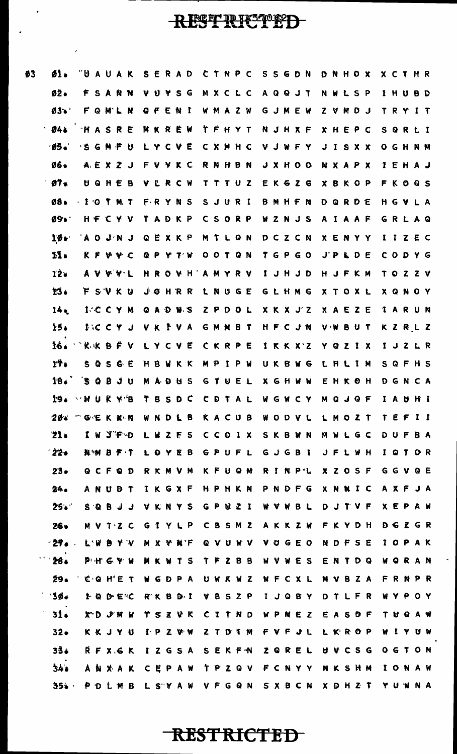```
03  01.  UAUAK SERAD CTNPC SSGDN DNHOX XCTHR
    02.  FSANN VUYSG MXCLC AQQJT NWLSP IHUBD
    03.  FQMLN QFENI WMAZW GJMEW ZVMDJ TRYIT
    04.  HASRE MKREW TFHYT NJHXF XHEPC SQRLI
    05.  SGMFU LYCVE CXMHC VJWFY JISXX OGHNM
    06.  AEXZJ FVYKC RNHBN JXHOO NXAPX IEHAJ
    07.  UQHEB VLRCW TTTUZ EKGZG XBKOP FKOQS
    08.  IOTMT FRYNS SJURI BMHFN DQRDE HGVLA
    09.  HFCYV TADKP CSORP WZNJS AIAAF GRLAQ
    10.  AOJNJ QEXKP MTLQN DCZCN XENYY IIZEC
    11.  KFVVC QPYTW OOTQN TGPGO JPLDE CODYG
    12.  AVVVL HROVH AMYRV IJHJD HJFKM TOZZV
    13.  FSVKU JOHRR LNUGE GLHMG XTOXL XQNOY
    14.  ICCYM QADWS ZPDOL XKXJZ XAEZE IARUN
    15.  ICCYJ VKIVA GMMBT HFCJN VWBUT KZRLZ
    16.  KKBFV LYCVE CKRPE IKKXZ YQZIX IJZLR
    17.  SQSGE HBWKK MPIPW UKBWG LHLIM SQFHS
    18.  SQBJU MADUS GTUEL XGHWW EHKOH DGNCA
    19.  HUKYB TBSDC CDTAL WGWCY MQJQF IAUHI
    20.  GEKXN WNDLB KACUB WODVL LMOZT TEFII
    21.  IWJFD LWZFS CCOIX SKBWN MWLGC DUFBA
    22.  NMBFT LOYEB GPUFL GJGBI JFLWH IQTOR
    23.  QCFQD RKMVM KFUGM RINPL XZOSF GGVQE
    24.  ANUBT IKGXF HPHKN PNDFG XNNIC AXFJA
    25.  SQBJJ VKNYS GPUZI WVWBL DJTVF XEPAW
    26.  MVTZC GIYLP CBSMZ AKKZW FKYDH DGZGR
    27.  LWBYV MXYNF QVUWV VUGEO NDFSE IOPAK
    28.  PHGYW MKWTS TFZBB WVWES ENTDQ WQRAN
    29.  CQHET WGDPA UWKWZ WFCXL MVBZA FRNPR
    30.  IQDEC RKBDI VBSZP IJQBY DTLFR WYPOY
    31.  XDJMW TSZVK CITND WPNEZ EASDF TUQAW
    32.  KKJYU IPZVW ZTDIM FVFJL LKROP WIYUW
    33.  RFXGK IZGSA SEKFN ZQREL UVCSG OGTON
    34.  ANXAK CEPAW TPZQV FCNYY NKSHM IONAW
    35.  PDLMB LSYAW VFGQN SXBCN XDHZT YUWNA
```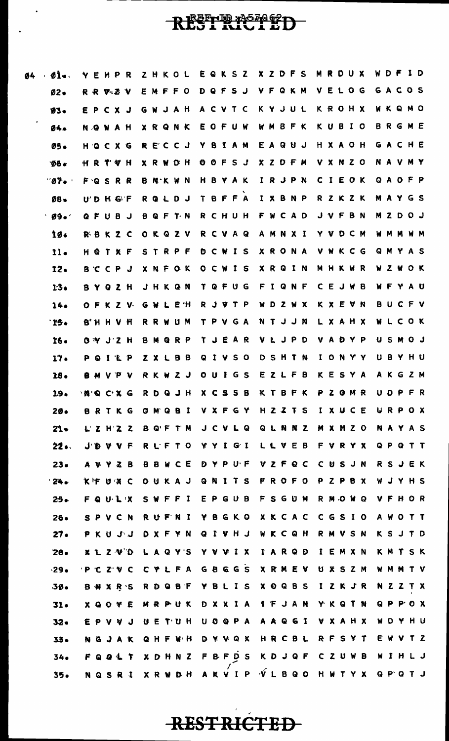RESTRICTED

REF ID:A57062

```
04 01. YEHPR ZHKOL EQKSZ XZDFS MRDUX WDFID
   02. RRVZV EMFFO DQFSJ VFQKM VELOG GACOS
   03. EPCXJ GWJAH ACVTC KYJUL KROHX WKQMO
   04. NQWAH XRQNK EOFUW WMBFK KUBIO BRGME
   05. HQCXG RECCJ YBIAM EAQUJ HXAOH GACHE
   06. HRTVH XRWDH OOFSJ XZDFM VXNZO NAVMY
   07. FQSRR BNKWN HBYAK IRJPN CIEOK QAOFP
   08. UDHGF RQLDJ TBFFA IXBNP RZKZK MAYGS
   09. QFUBJ BQFTN RCHUH FWCAD JVFBN MZDOJ
   10. RBKZC OKQZV RCVAQ AMNXI YVDCM WMMWM
   11. HQTXF STRPF DCWIS XRONA VWKCG QMYAS
   12. BCCPJ XNFOK OCWIS XRQIN MHKWR WZWOK
   13. BYQZH JHKQN TQFUG FIQNF CEJWB WFYAU
   14. OFKZV GWLEH RJVTP WDZWX KXEVN BUCFV
   15. BHHVH RRWUM TPVGA NTJJN LXAHX WLCOK
   16. OYJZH BMQRP TJEAR VLJPD VADYP USMOJ
   17. PQILP ZXLBB QIVSO DSHTN IONYY UBYHU
   18. BMVPV RKWZJ OUIGS EZLFB KESYA AKGZM
   19. NQCXG RDQJH XCSSB KTBFK PZOMR UDPFR
   20. BRTKG OMQBI VXFGY HZZTS IXUCE URPOX
   21. LZHZZ BQFTM JCVLQ QLNNZ MXHZO NAYAS
   22. JDVVF RLFTO YYIGI LLVEB FVRYX QPQTT
   23. AVYZB BBWCE DYPUF VZFQC CUSJN RSJEK
   24. KFUXC OUKAJ QNITS FROFO PZPBX WJYHS
   25. FQULX SWFFI EPGUB FSGUM RMOWQ VFHOR
   26. SPVCN RUFNI YBGKO XKCAC CGSIO AWOTT
   27. PKUJJ DXFYN QIVHJ WKCQH RMVSN KSJTD
   28. XLZVD LAQYS YVVIX IARQD IEMXN KMTSK
   29. PCZVC CYLFA GBGGS XRMEV UXSZM WMMTV
   30. BNXRS RDQBF YBLIS XOQBS IZKJR NZZTX
   31. XQOVE MRPUK DXXIA IFJAN YKQTN QPPOX
   32. EPVVJ UETUH UOQPA AAQGI VXAHX WDYHU
   33. NGJAK QHFWH DYVQX HRCBL RFSYT EWVTZ
   34. FQQLT XDHNZ FBFDS KDJQF CZUWB WIHLJ
   35. NQSRI XRWDH AKVIP VLBQO HWTYX QPQTJ
```

RESTRICTED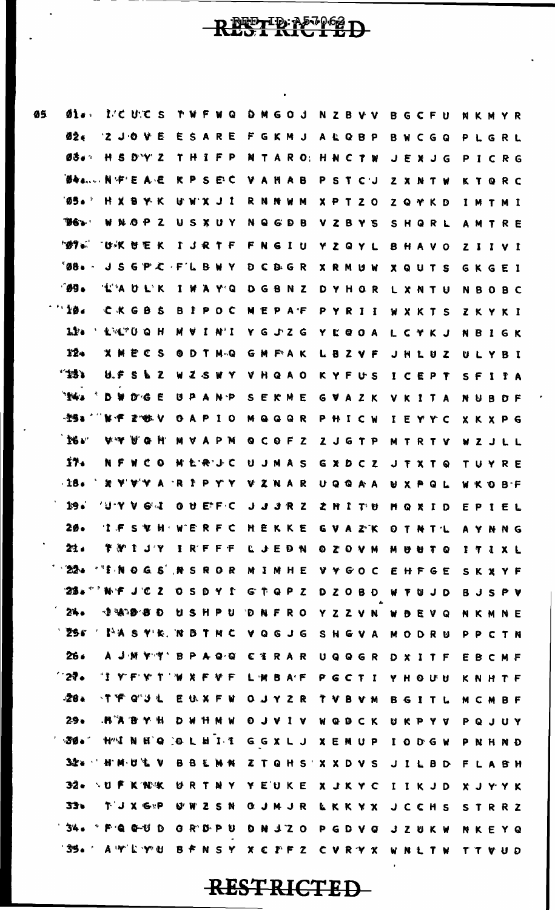RESTRICTED

```
05  01.  I C U C S  T W F W Q  D M G O J  N Z B V V  B G C F U  N K M Y R
    02.  Z J O V E  E S A R E  F G K M J  A L Q B P  B W C G Q  P L G R L
    03.  H S D Y Z  T H I F P  N T A R O  H N C T W  J E X J G  P I C R G
    04.  N F E A E  K P S E C  V A H A B  P S T C J  Z X N T W  K T Q R C
    05.  H X B Y K  U W X J I  R N N W M  X P T Z O  Z Q Y K D  I M T M I
    06.  W N O P Z  U S X U Y  N Q G D B  V Z B Y S  S H Q R L  A M T R E
    07.  U K U E K  I J R T F  F N G I U  Y Z Q Y L  B H A V O  Z I I V I
    08.  J S G P C  F L B W Y  D C D G R  X R M U W  X Q U T S  G K G E I
    09.  L A U L K  I W A Y Q  D G B N Z  D Y H O R  L X N T U  N B O B C
    10.  C K G B S  B I P O C  M E P A F  P Y R I I  W X K T S  Z K Y K I
    11.  L L T U Q H  M V I N I  Y G J Z G  Y E Q O A  L C Y K J  N B I G K
    12.  X M E C S  O D T M Q  G M F A K  L B Z V F  J H L U Z  U L Y B I
    13.  U F S L Z  W Z S W Y  V H Q A O  K Y F U S  I C E P T  S F I I A
    14.  D W D G E  U P A N P  S E K M E  G V A Z K  V K I T A  N U B D F
    15.  W F Z U V  O A P I O  M Q Q Q R  P H I C W  I E Y Y C  X K X P G
    16.  V Y U Q H  M V A P M  Q C O F Z  Z J G T P  M T R T V  W Z J L L
    17.  N F W C O  M L R J C  U J M A S  G X D C Z  J T X T Q  T U Y R E
    18.  X Y V Y A  R I P Y Y  V Z N A R  U Q Q A A  U X P Q L  W K O B F
    19.  U Y V G J  O U E F C  J J J R Z  Z H I T U  H Q X I D  E P I E L
    20.  I F S W H  W E R F C  H E K K E  G V A Z K  O T N T L  A Y N N G
    21.  T W I J Y  I R F F F  L J E D N  O Z O V M  M U U T Q  I T I X L
    22.  I N O G S  N S R O R  M I M H E  V Y G O C  E H F G E  S K X Y F
    23.  N F J C Z  O S D Y I  G T Q P Z  D Z O B D  W T U J D  B J S P V
    24.  J A D B D  U S H P U  D N F R O  Y Z Z V N  W D E V Q  N K M N E
    25.  I A S Y K  N B T M C  V Q G J G  S H G V A  M O D R U  P P C T N
    26.  A J M V T  B P A Q Q  C I R A R  U Q Q G R  D X I T F  E B C M F
    27.  I Y F Y T  W X F V F  L M B A F  P G C T I  Y H O U U  K N H T F
    28.  T F Q J L  E U X F W  O J Y Z R  T V B V M  B G I T L  M C M B F
    29.  M A B Y H  D W H M W  O J V I V  W Q D C K  U K P Y V  P Q J U Y
    30.  H I N H Q  O L H I I  G G X L J  X E M U P  I O D G W  P N H N D
    31.  H M U L V  B B L M N  Z T Q H S  X X D V S  J I L B D  F L A B H
    32.  U F K N K  U R T N Y  Y E U K E  X J K Y C  I I K J D  X J Y Y K
    33.  T J X G P  U W Z S N  O J M J R  L K K Y X  J C C H S  S T R R Z
    34.  F Q G U D  G R D P U  D N J Z O  P G D V Q  J Z U K W  N K E Y Q
    35.  A Y L Y U  B F N S Y  X C F F Z  C V R Y X  W N L T W  T T V U D
```

RESTRICTED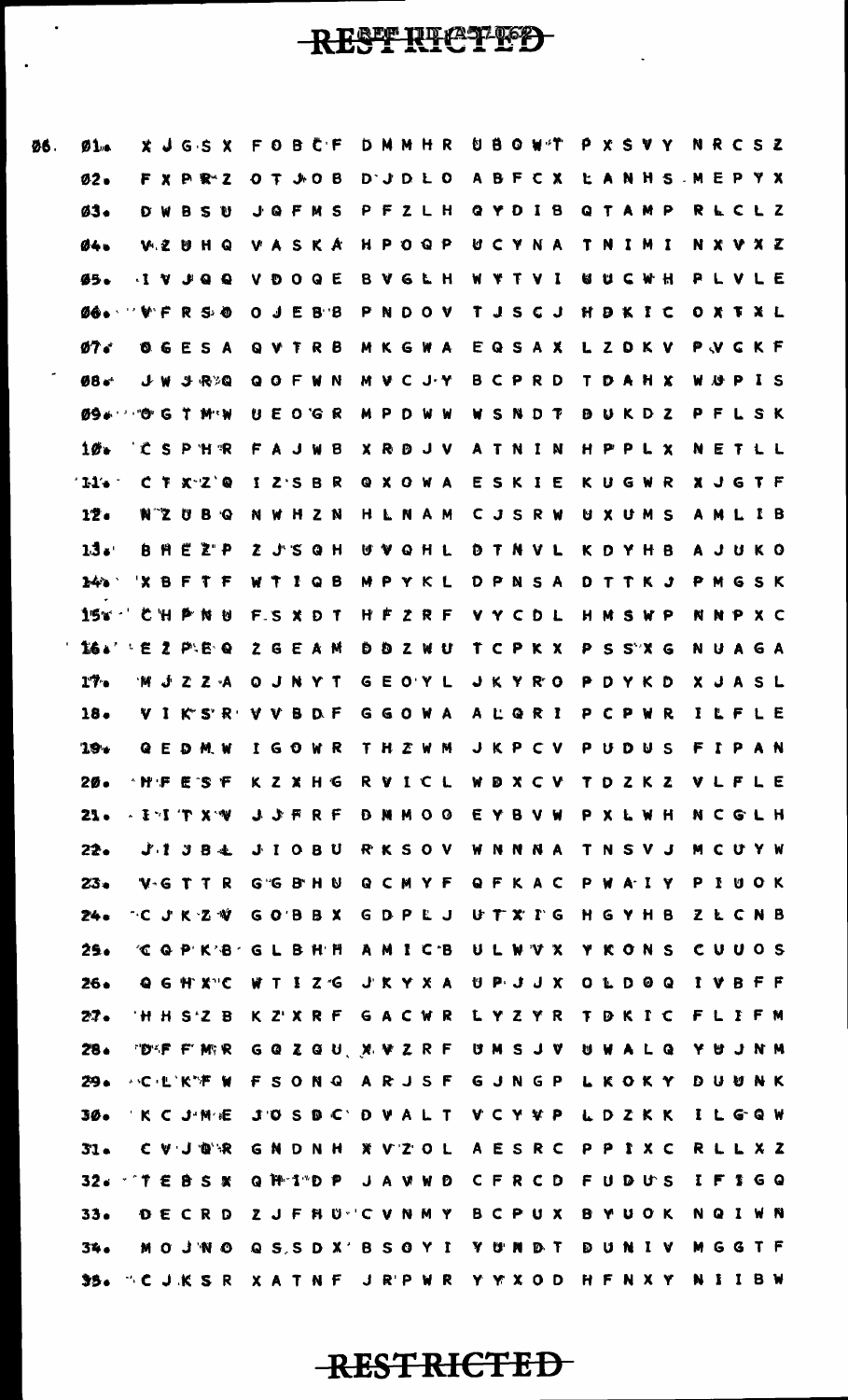RESTRICTED

```
06.  01.  X J G S X  F O B C F  D M M H R  U B O W T  P X S V Y  N R C S Z
     02.  F X P R Z  O T J O B  D J D L O  A B F C X  L A N H S  M E P Y X
     03.  D W B S U  J Q F M S  P F Z L H  Q Y D I B  Q T A M P  R L C L Z
     04.  V Z U H Q  V A S K A  H P O Q P  U C Y N A  T N I M I  N X V X Z
     05.  I V J Q Q  V D O Q E  B V G L H  W Y T V I  U U C W H  P L V L E
     06.  V F R S O  O J E B B  P N D O V  T J S C J  H D K I C  O X T X L
     07.  O G E S A  Q V T R B  M K G W A  E Q S A X  L Z D K V  P V C K F
     08.  J W J R Q  Q O F W N  M V C J Y  B C P R D  T D A H X  W U P I S
     09.  O G T M W  U E O G R  M P D W W  W S N D T  D U K D Z  P F L S K
     10.  C S P H R  F A J W B  X R D J V  A T N I N  H P P L X  N E T L L
     11.  C T X Z Q  I Z S B R  Q X O W A  E S K I E  K U G W R  X J G T F
     12.  N Z U B Q  N W H Z N  H L N A M  C J S R W  U X U M S  A M L I B
     13.  B H E Z P  Z J S Q H  U V Q H L  D T N V L  K D Y H B  A J U K O
     14.  X B F T F  W T I Q B  M P Y K L  D P N S A  D T T K J  P M G S K
     15.  C H P N U  F S X D T  H F Z R F  V Y C D L  H M S W P  N N P X C
     16.  E Z P E Q  Z G E A M  D D Z W U  T C P K X  P S S X G  N U A G A
     17.  M J Z Z A  O J N Y T  G E O Y L  J K Y R O  P D Y K D  X J A S L
     18.  V I K S R  V V B D F  G G O W A  A L Q R I  P C P W R  I L F L E
     19.  Q E D M W  I G O W R  T H Z W M  J K P C V  P U D U S  F I P A N
     20.  H F E S F  K Z X H G  R V I C L  W D X C V  T D Z K Z  V L F L E
     21.  I I T X V  J J F R F  D N M O O  E Y B V W  P X L W H  N C G L H
     22.  J I J B L  J I O B U  R K S O V  W N N N A  T N S V J  M C U Y W
     23.  V G T T R  G G B H U  Q C M Y F  Q F K A C  P W A I Y  P I U O K
     24.  C J K Z V  G O B B X  G D P L J  U T X I G  H G Y H B  Z L C N B
     25.  C Q P K B  G L B H H  A M I C B  U L W V X  Y K O N S  C U U O S
     26.  Q G H X C  W T I Z G  J K Y X A  U P J J X  O L D O Q  I V B F F
     27.  H H S Z B  K Z X R F  G A C W R  L Y Z Y R  T D K I C  F L I F M
     28.  D F F M R  G Q Z Q U  X V Z R F  U M S J V  U W A L Q  Y U J N M
     29.  C L K F W  F S O N Q  A R J S F  G J N G P  L K O K Y  D U U N K
     30.  K C J M E  J O S D C  D V A L T  V C Y V P  L D Z K K  I L G Q W
     31.  C V J D R  G N D N H  X V Z O L  A E S R C  P P I X C  R L L X Z
     32.  T E B S X  Q H I D P  J A V W D  C F R C D  F U D U S  I F I G Q
     33.  D E C R D  Z J F H U  C V N M Y  B C P U X  B Y U O K  N Q I W N
     34.  M O J N O  Q S S D X  B S O Y I  Y U N D T  D U N I V  M G G T F
     35.  C J K S R  X A T N F  J R P W R  Y Y X O D  H F N X Y  N I I B W
```

RESTRICTED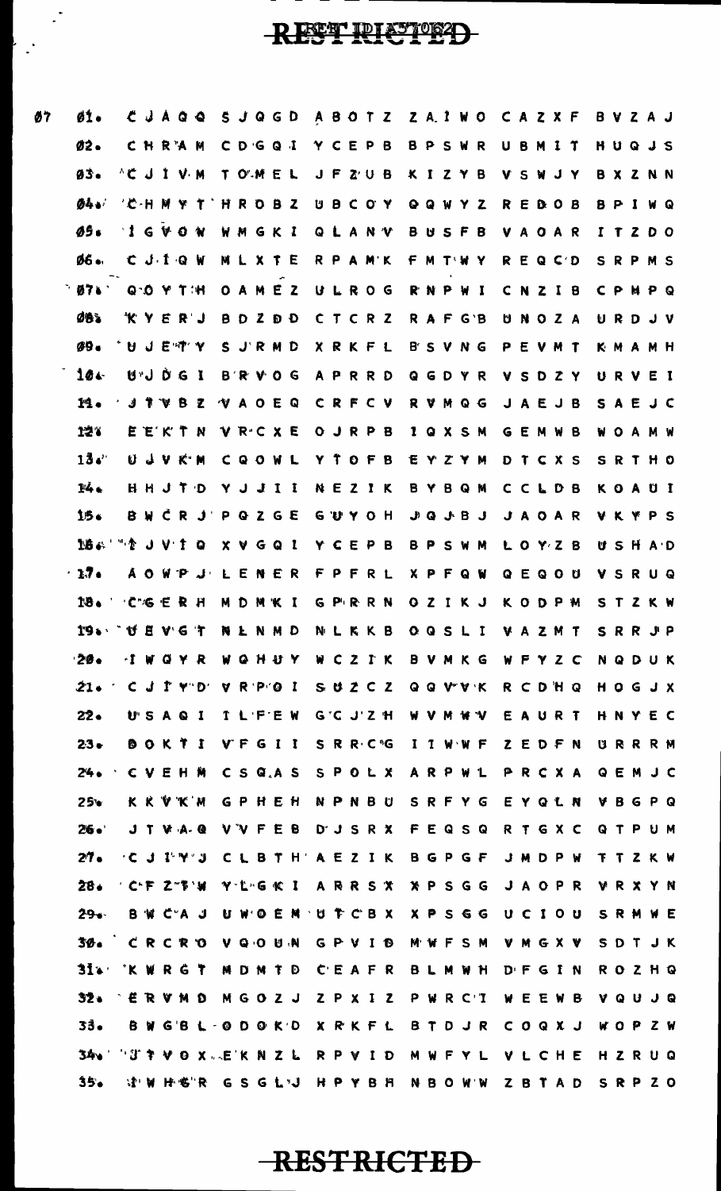```
07  01.  CJAQQ SJQGD ABOTZ ZAIWO CAZXF BVZAJ
    02.  CHRAM CDGQI YCEPB BPSWR UBMIT HUQJS
    03.  CJIVM TOMEL JFZUB KIZYB VSWJY BXZNN
    04.  CHMYT HROBZ UBCOY QQWYZ REDOB BPIWQ
    05.  IGVOW WMGKI QLANV BUSFB VAOAR ITZDO
    06.  CJIQW MLXTE RPAMK FMTWY REQCD SRPMS
    07.  QOYTH OAMEZ ULROG RNPWI CNZIB CPHPQ
    08.  KYERJ BDZDD CTCRZ RAFGB UNOZA URDJV
    09.  UJETY SJRMD XRKFL BSVNG PEVMT KMAMH
    10.  UJDGI BRVOG APRRD QGDYR VSDZY URVEI
    11.  JTVBZ VAOEQ CRFCV RVMQG JAEJB SAEJC
    12.  EEKTN VRCXE OJRPB IQXSM GEMWB WOAMW
    13.  UJVKM CQOWL YTOFB EYZYM DTCXS SRTHO
    14.  HHJTD YJJII NEZIK BYBQM CCLDB KOAUI
    15.  BWCRJ PQZGE GUYOH JQJBJ JAOAR VKYPS
    16.  TJVIQ XVGQI YCEPB BPSWM LOYZB USHAD
    17.  AOWPJ LENER FPFRL XPFQW QEQOU VSRUQ
    18.  CGERH MDMKI GPRRN OZIKJ KODPM STZKW
    19.  UEVGT NLNMD NLKKB OQSLI VAZMT SRRJP
    20.  IWQYR WQHUY WCZIK BVMKG WFYZC NQDUK
    21.  CJIYD VRPOI SUZCZ QQVVK RCDHQ HOGJX
    22.  USAQI ILFEW GCJZH WVMWV EAURT HNYEC
    23.  DOKTI VFGII SRRCG IIWWF ZEDFN URRRM
    24.  CVEHM CSQAS SPOLX ARPWL PRCXA QEMJC
    25.  KKVKM GPHEH NPNBU SRFYG EYQLN VBGPQ
    26.  JTVAQ VVFEB DJSRX FEQSQ RTGXC QTPUM
    27.  CJIYJ CLBTH AEZIK BGPGF JMDPW TTZKW
    28.  CFZTW YLGKI ARRSX XPSGG JAOPR VRXYN
    29.  BWCAJ UWOEM UTCBX XPSGG UCIOU SRMWE
    30.  CRCRO VQOUN GPVID MWFSM VMGXV SDTJK
    31.  KWRGT MDMTD CEAFR BLMWH DFGIN ROZHQ
    32.  ERVMD MGOZJ ZPXIZ PWRCI WEEWB VQUJQ
    33.  BWGBL ODOKD XRKFL BTDJR COQXJ WOPZW
    34.  JTVOX EKNZL RPVID MWFYL VLCHE HZRUQ
    35.  JWHGR GSGLJ HPYBH NBOWW ZBTAD SRPZO
```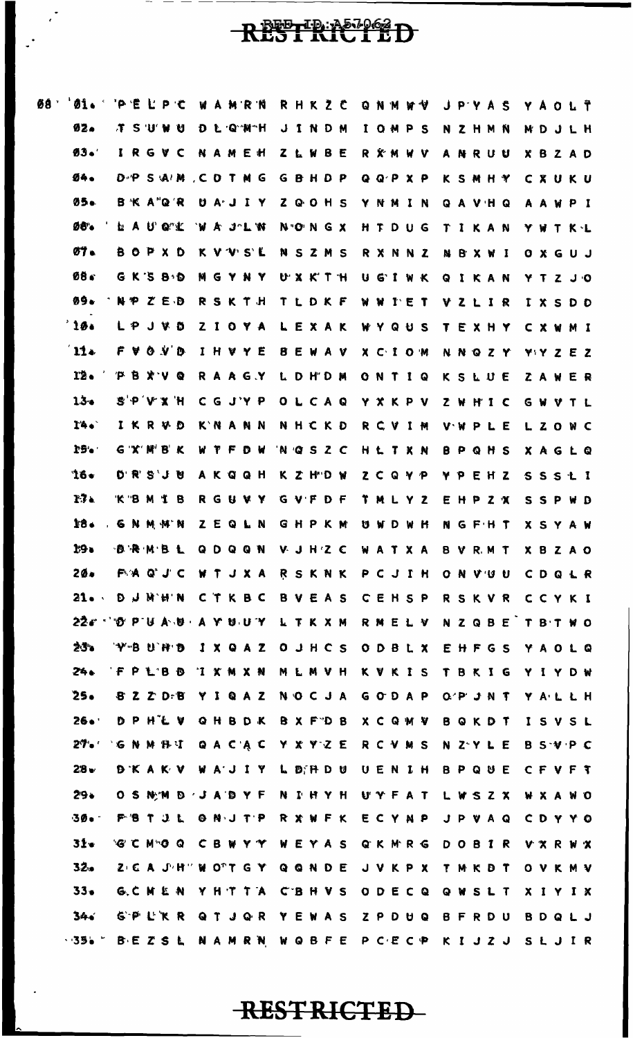RESTRICTED

```
08 01.  P E L P C   W A M R N   R H K Z C   Q N M W V   J P Y A S   Y A O L T
   02.  T S U W U   D L Q M H   J I N D M   I O M P S   N Z H M N   M D J L H
   03.  I R G V C   N A M E H   Z L W B E   R X M W V   A N R U U   X B Z A D
   04.  D P S A M   C O T M G   G B H D P   Q Q P X P   K S M H Y   C X U K U
   05.  B K A Q R   U A J I Y   Z Q O H S   Y N M I N   Q A V H Q   A A W P I
   06.  L A U Q L   W A J L W   N O N G X   H T D U G   T I K A N   Y W T K L
   07.  B O P X D   K V V S L   N S Z M S   R X N N Z   N B X W I   O X G U J
   08.  G K S B D   M G Y N Y   U X K T H   U G I W K   Q I K A N   Y T Z J O
   09.  N P Z E D   R S K T H   T L D K F   W W I E T   V Z L I R   I X S D D
   10.  L P J V D   Z I O Y A   L E X A K   W Y Q U S   T E X H Y   C X W M I
   11.  F V O V D   I H V Y E   B E W A V   X C I O M   N N Q Z Y   Y Y Z E Z
   12.  P B X V Q   R A A G Y   L D H D M   O N T I Q   K S L U E   Z A W E R
   13.  S P V X H   C G J Y P   O L C A Q   Y X K P V   Z W H I C   G W V T L
   14.  I K R V D   K N A N N   N H C K D   R C V I M   V W P L E   L Z O W C
   15.  G X M B K   W T F D W   N Q S Z C   H L T X N   B P Q H S   X A G L Q
   16.  D R S J U   A K Q Q H   K Z H D W   Z C Q Y P   Y P E H Z   S S S L I
   17.  K B M I B   R G U V Y   G V F D F   T M L Y Z   E H P Z X   S S P W D
   18.  G N M M N   Z E Q L N   G H P K M   U W D W H   N G F H T   X S Y A W
   19.  O R M B L   Q D Q Q N   V J H Z C   W A T X A   B V R M T   X B Z A O
   20.  F A Q J C   W T J X A   R S K N K   P C J I H   O N V U U   C D Q L R
   21.  D J M H N   C T K B C   B V E A S   C E H S P   R S K V R   C C Y K I
   22.  O P U A U   A Y U U Y   L T K X M   R M E L V   N Z Q B E   T B T W O
   23.  Y B U H D   I X Q A Z   O J H C S   O D B L X   E H F G S   Y A O L Q
   24.  F P L B D   I X M X N   M L M V H   K V K I S   T B K I G   Y I Y D W
   25.  B Z Z D B   Y I Q A Z   N O C J A   G O D A P   O P J N T   Y A L L H
   26.  D P H L V   Q H B D K   B X F D B   X C Q M V   B Q K D T   I S V S L
   27.  G N M H I   Q A C A C   Y X Y Z E   R C V M S   N Z Y L E   B S V P C
   28.  D K A K V   W A J I Y   L D H D U   U E N I H   B P Q U E   C F V F T
   29.  O S N M D   J A D Y F   N I H Y H   U Y F A T   L W S Z X   W X A W O
   30.  F B T J L   O N J T P   R X W F K   E C Y N P   J P V A Q   C D Y Y O
   31.  G C M O Q   C B W Y Y   W E Y A S   Q K M R G   D O B I R   V X R W X
   32.  Z C A J H   W O T G Y   Q Q N D E   J V K P X   T M K D T   O V K M V
   33.  G C M E N   Y H T T A   C B H V S   O D E C Q   Q W S L T   X I Y I X
   34.  G P L K R   Q T J Q R   Y E W A S   Z P D U Q   B F R D U   B D Q L J
   35.  B E Z S L   N A M R N   W Q B F E   P C E C P   K I J Z J   S L J I R
```

RESTRICTED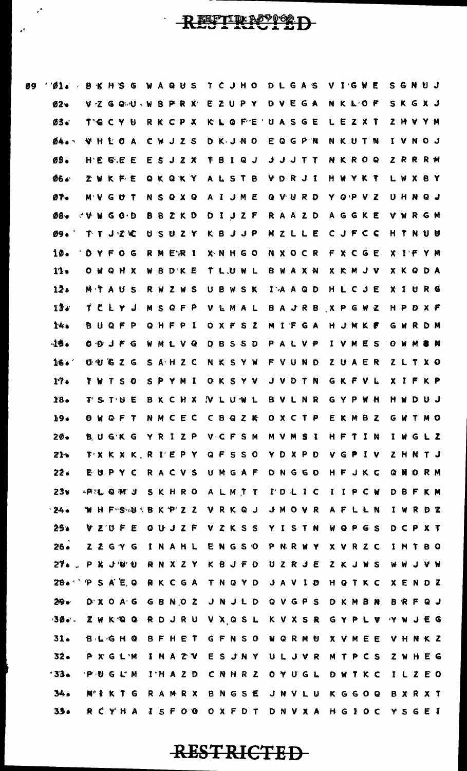RESTRICTED

```
09 01. BKHSG WAQUS TCJHO DLGAS VIGWE SGNUJ
   02. VZGQU WBPRX EZUPY DVEGA NKLOF SKGXJ
   03. TGCYU RKCPX KLQFE UASGE LEZXT ZHVYM
   04. VHLOA CWJZS DKJNO EQGPN NKUTN IVNOJ
   05. HEGEE ESJZX TBIQJ JJJTT NKROQ ZRRRM
   06. ZWKFE QKQKY ALSTB VDRJI HWYKT LWXBY
   07. MVGUT NSQXQ AIJME QVURD YQPVZ UHNQJ
   08. VWGOD BBZKD DIJZF RAAZD AGGKE VWRGM
   09. TTJZK USUZY KBJJP MZLLE CJFCC HTNUU
   10. DYFOG RMERI XNHGO NXOCR FXCGE XIFYM
   11. OWQHX WBDKE TLUWL BWAXN XKMJV XKQDA
   12. MTAUS RWZWS UBWSK IAAQD HLCJE XIURG
   13. TCLYJ MSQFP VLMAL BAJRB XPGWZ HPDXF
   14. BUQFP QHFPI OXFSZ MIFGA HJMKF GWRDM
   15. ODJFG WMLVQ DBSSD PALVP IVMES OWMBN
   16. UUGZG SAHZC NKSYW FVUND ZUAER ZLTXO
   17. TWTSO SPYMI OKSYV JVDTN GKFVL XIFKP
   18. TSTUE BKCHX VLUWL BVLNR GYPWH HWDUJ
   19. OWQFT NMCEC CBQZK OXCTP EKMBZ GWTMO
   20. BUGKG YRIZP VCFSM MVMSI HFTIN IWGLZ
   21. TXKXK RIEPY QFSSO YDXPD VGPIV ZHNTJ
   22. EUPYC RACVS UMGAF DNGGD HFJKC QNORM
   23. PLQMJ SKHRO ALMTT IDLIC IIPCW DBFKM
   24. WHFSU BKPZZ VRKQJ JMOVR AFLLN IWRDZ
   25. VZUFE QUJZF VZKSS YISTN WQPGS DCPXT
   26. ZZGYG INAHL ENGSO PNRWY XVRZC IHTBO
   27. PXJUU RNXZY KBJFD UZRJE ZKJWS WWJVW
   28. PSAEQ RKCGA TNQYD JAVID HQTKC XENDZ
   29. DXOAG GBNOZ JNJLD QVGPS DKMBN BRFQJ
   30. ZWKQQ RDJRU VXQSL KVXSR GYPLV YWJEG
   31. BLGHQ BFHET GFNSO WQRMU XVMEE VHNKZ
   32. PXGLM IHAZV ESJNY ULJVR MTPCS ZWHEG
   33. PUGLM IHAZD CNHRZ OYUGL DWTKC ILZEO
   34. MIKTG RAMRX BNGSE JNVLU KGGOQ BXRXT
   35. RCYHA ISFOO OXFDT DNVXA HGIOC YSGEI
```

RESTRICTED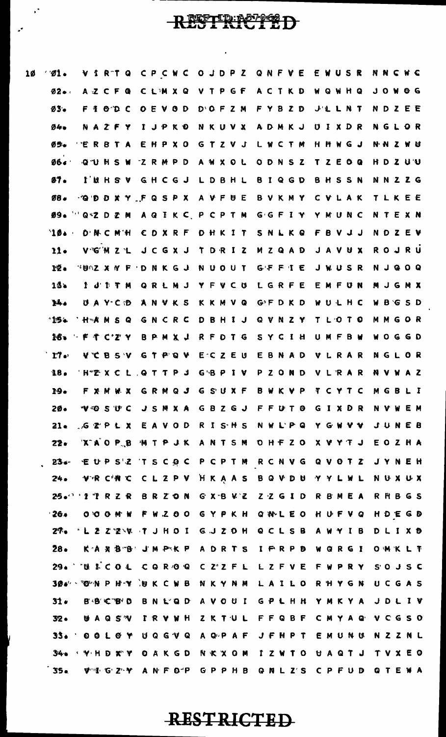RESTRICTED

```
10 01.  V I R T Q  C P C W C  O J D P Z  Q N F V E  E W U S R  N N C W C
   02.  A Z C F Q  C L M X Q  V T P G F  A C T K D  W Q W H Q  J O W O G
   03.  F I O D C  O E V O D  D O F Z M  F Y B Z D  J L L N T  N D Z E E
   04.  N A Z F Y  I J P K O  N K U V X  A D M K J  U I X D R  N G L O R
   05.  E R B T A  E H P X O  G T Z V J  L W C T M  H H W G J  N N Z W U
   06.  Q U H S W  Z R M P D  A W X O L  O D N S Z  T Z E O Q  H D Z U U
   07.  I U H S V  G H C G J  L D B H L  B I Q G D  B H S S N  N N Z Z G
   08.  Q D D X Y  F Q S P X  A V F U E  B V K M Y  C V L A K  T L K E E
   09.  Q Z D Z M  A Q I K C  P C P T M  G G F I Y  Y M U N C  N T E X N
   10.  D N C M H  C D X R F  D H K I T  S N L K Q  F B V J J  N D Z E V
   11.  V G M Z L  J C G X J  T D R I Z  M Z Q A D  J A V U X  R O J R U
   12.  U Z X Y F  D N K G J  N U O U T  G F F I E  J W U S R  N J Q O Q
   13.  I J I T M  Q R L M J  Y F V C U  L G R F E  E M F U N  M J G M X
   14.  U A Y C D  A N V K S  K K M V Q  G F D K D  W U L H C  W B G S D
   15.  H A M S Q  G N C R C  D B H I J  Q V N Z Y  T L O T O  M M G O R
   16.  F T C Z Y  B P M X J  R F D T G  S Y C I H  U M F B W  W O G G D
   17.  V C B S V  G T P Q V  E C Z E U  E B N A D  V L R A R  N G L O R
   18.  H Z X C L  Q T T P J  G B P I V  P Z O N D  V L R A R  N V W A Z
   19.  F X M W X  G R M Q J  G S U X F  B W K V P  T C Y T C  M G B L I
   20.  V O S U C  J S M X A  G B Z G J  F F U T O  G I X D R  N V W E M
   21.  G Z P L X  E A V O D  R I S H S  N W L P Q  Y G W V V  J U N E B
   22.  X A O P B  M T P J K  A N T S M  O H F Z O  X V Y T J  E O Z H A
   23.  E U P S Z  T S C Q C  P C P T M  R C N V G  Q V O T Z  J Y N E H
   24.  V R C N C  C L Z P V  H K A A S  B Q V D U  Y Y L W L  N U X U X
   25.  I T R Z R  B R Z O N  G X B V Z  Z Z G I D  R B M E A  R H B G S
   26.  O O O M W  F W Z O O  G Y P K H  Q N L E O  H U F V Q  H D E G D
   27.  L Z Z Z V  T J H O I  G J Z D H  Q C L S B  A W Y I B  D L I X D
   28.  K A X B B  J M P K P  A D R T S  I P R P D  W Q R G I  O M K L T
   29.  U I C O L  C Q R O Q  C Z Z F L  L Z F V E  F W P R Y  S O J S C
   30.  O N P H Y  U K C W B  N K Y N M  L A I L O  R H Y G N  U C G A S
   31.  B B C B D  B N L Q D  A V O U I  G P L H H  Y M K Y A  J D L I V
   32.  U A Q S V  I R V W H  Z K T U L  F F Q B F  C M Y A Q  V C G S O
   33.  O O L O Y  U Q G V Q  A Q P A F  J F H P T  E M U N U  N Z Z N L
   34.  Y H D X Y  O A K G D  N K X O M  I Z W T O  U A Q T J  T V X E O
   35.  V I G Z Y  A N F O P  G P P H B  Q N L Z S  C P F U D  Q T E W A
```

RESTRICTED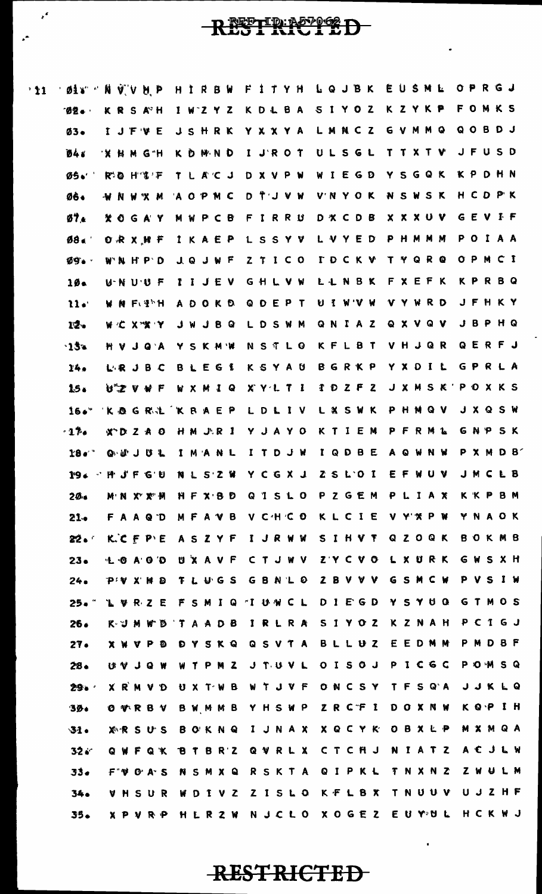RESTRICTED

```
11  01   N V V N P  H I R B W  F I T Y H  L Q J B K  E U S M L  O P R G J
    02.  K R S A H  I W Z Y Z  K D L B A  S I Y O Z  K Z Y K P  F O M K S
    03.  I J F V E  J S H R K  Y X X Y A  L M N C Z  G V M M Q  Q O B D J
    04.  X H M G H  K D M N D  I J R O T  U L S G L  T T X T V  J F U S D
    05.  R Q H T F  T L A C J  D X V P W  W I E G D  Y S G Q K  K P D H N
    06.  W N W X M  A O P M C  D T J V W  V N Y O K  N S W S K  H C D P K
    07.  X O G A Y  M W P C B  F I R R U  D X C D B  X X X U V  G E V I F
    08.  O R X H F  I K A E P  L S S Y V  L V Y E D  P H M M M  P O I A A
    09.  W N H P D  J Q J W F  Z T I C O  I D C K V  T Y Q R Q  O P M C I
    10.  U N U U F  I I J E V  G H L V W  L L N B K  F X E F K  K P R B Q
    11.  W N F T H  A D O K D  Q D E P T  U I W V W  V Y W R D  J F H K Y
    12.  W C X X Y  J W J B Q  L D S W M  Q N I A Z  Q X V Q V  J B P H Q
    13.  H V J Q A  Y S K M W  N S T L Q  K F L B T  V H J Q R  Q E R F J
    14.  L R J B C  B L E G I  K S Y A U  B G R K P  Y X D I L  G P R L A
    15.  U Z V W F  W X M I Q  X Y L T I  I D Z F Z  J X M S K  P O X K S
    16.  K Q G R L  K B A E P  L D L I V  L X S W K  P H M Q V  J X Q S W
    17.  X D Z A O  H M J R I  Y J A Y O  K T I E M  P F R M L  G N P S K
    18.  Q U J U L  I M A N L  I T D J W  I Q D B E  A Q W N W  P X M D B
    19.  H J F G U  N L S Z W  Y C G X J  Z S L O I  E F W U V  J M C L B
    20.  M N X X M  H F X B D  Q I S L O  P Z G E M  P L I A X  K K P B M
    21.  F A A Q D  M F A V B  V C H C O  K L C I E  V Y X P W  Y N A O K
    22.  K C F P E  A S Z Y F  I J R W W  S I H V T  Q Z O Q K  B O K M B
    23.  L O A O D  U X A V F  C T J W V  Z Y C V O  L X U R K  G W S X H
    24.  P V X H D  T L U G S  G B N L O  Z B V V V  G S M C W  P V S I W
    25.  L V R Z E  F S M I Q  I U W C L  D I E G D  Y S Y U Q  G T M O S
    26.  K J M W D  T A A D B  I R L R A  S I Y O Z  K Z N A H  P C I G J
    27.  X W V P D  D Y S K Q  Q S V T A  B L L U Z  E E D M M  P M D B F
    28.  U V J Q W  W T P M Z  J T U V L  O I S O J  P I C G C  P O M S Q
    29.  X R M V D  U X T W B  W T J V F  O N C S Y  T F S Q A  J J K L Q
    30.  O V R B V  B W M M B  Y H S W P  Z R C F I  D O X N W  K Q P I H
    31.  X R S U S  B O K N Q  I J N A X  X Q C Y K  O B X L P  M X M Q A
    32.  Q W F Q K  B T B R Z  Q V R L X  C T C H J  N I A T Z  A C J L W
    33.  F V O A S  N S M X Q  R S K T A  Q I P K L  T N X N Z  Z W U L M
    34.  V H S U R  W D I V Z  Z I S L O  K F L B X  T N U U V  U J Z H F
    35.  X P V R P  H L R Z W  N J C L O  X O G E Z  E U Y U L  H C K W J
```

RESTRICTED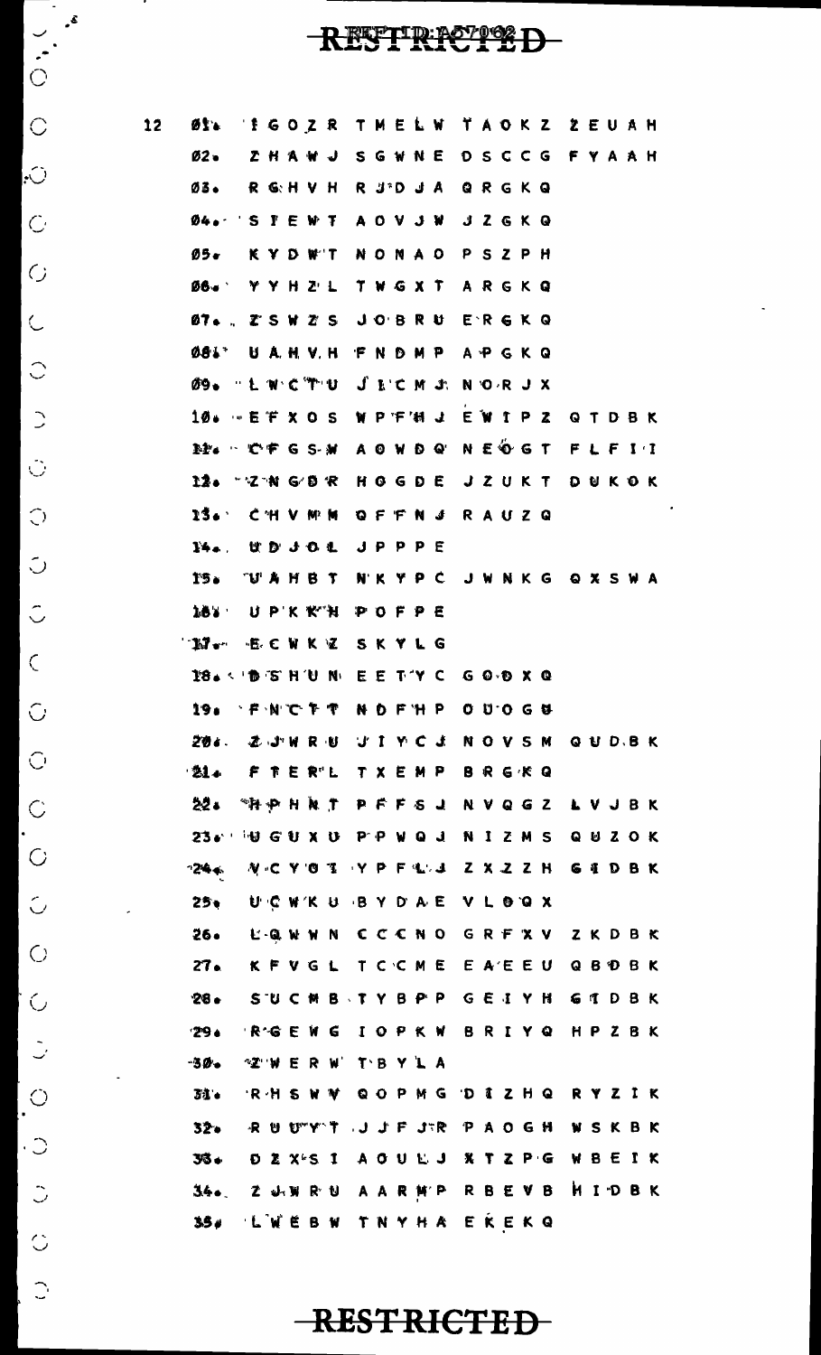12

```
01. IGOZR TMELW TAOKZ ZEUAH
02. ZHAWJ SGWNE DSCCG FYAAH
03. RGHVH RJDJA QRGKQ
04. SIEWT AOVJW JZGKQ
05. KYDWT NONAO PSZPH
06. YYHZL TWGXT ARGKQ
07. ZSWZS JOBRU ERGKQ
08. UAHVH FNDMP APGKQ
09. LWCTU JICMJ NORJX
10. EFXOS WPFHJ EWIPZ QTDBK
11. CFGSM AOWDQ NEOGT FLFII
12. ZNGDR HOGDE JZUKT DUKOK
13. CHVMM QFFNJ RAUZQ
14. UDJOL JPPPE
15. UAHBT NKYPC JWNKG QXSWA
16. UPKKH POFPE
17. ECWKZ SKYLG
18. DSHUN EETYC GODXQ
19. FNCTT NDFHP OUOGU
20. ZJWRU JIYCJ NOVSM QUDBK
21. FTERL TXEMP BRGKQ
22. HPHNT PFFSJ NVQGZ LVJBK
23. UGUXU PPWQJ NIZMS QUZOK
24. NCYOI YPFLJ ZXZZH GIDBK
25. UCWKU BYDAE VLOQX
26. LQWWN CCCNO GRFXV ZKDBK
27. KFVGL TCCME EAEEU QBDBK
28. SUCMB TYBPP GEIYH GIDBK
29. RGEWG IOPKW BRIYQ HPZBK
30. ZWERW TBYLA
31. RHSWV QOPMG DIZHQ RYZIK
32. RUUYT JJFJR PAOGH WSKBK
33. DZXSI AOULJ XTZPG WBEIK
34. ZJWRU AARMP RBEVB HIDBK
35. LWEBW TNYHA EKEKQ
```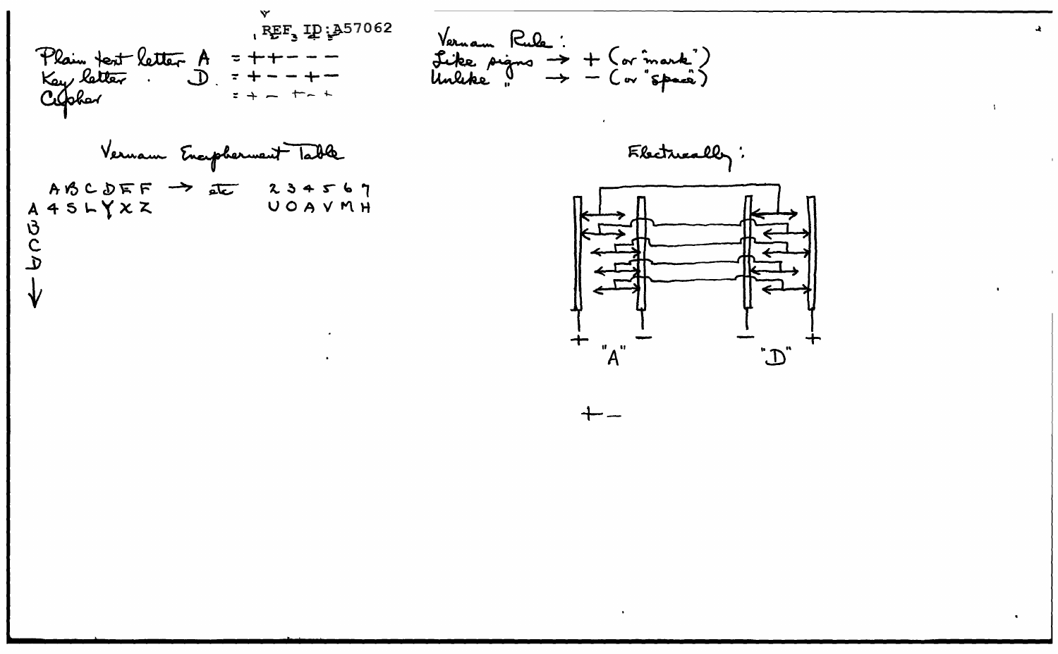REF ID:A57062

Plain text letter A = + + − − −
Key letter . D = + − − + −
Cipher = + − + − +

Vernam Rule:
Like signs → + (or "mark")
Unlike " → − (or "space")

Vernam Encipherment Table

| | A | B | C | D | E | F | → etc | 2 | 3 | 4 | 5 | 6 | 7 |
|---|---|---|---|---|---|---|---|---|---|---|---|---|---|
| A | 4 | 5 | L | Y | X | Z | | U | O | A | V | M | H |
| B | | | | | | | | | | | | | |
| C | | | | | | | | | | | | | |
| D | | | | | | | | | | | | | |
| ↓ | | | | | | | | | | | | | |

Electrically:

\+ − − +

"A" "D"

\+ −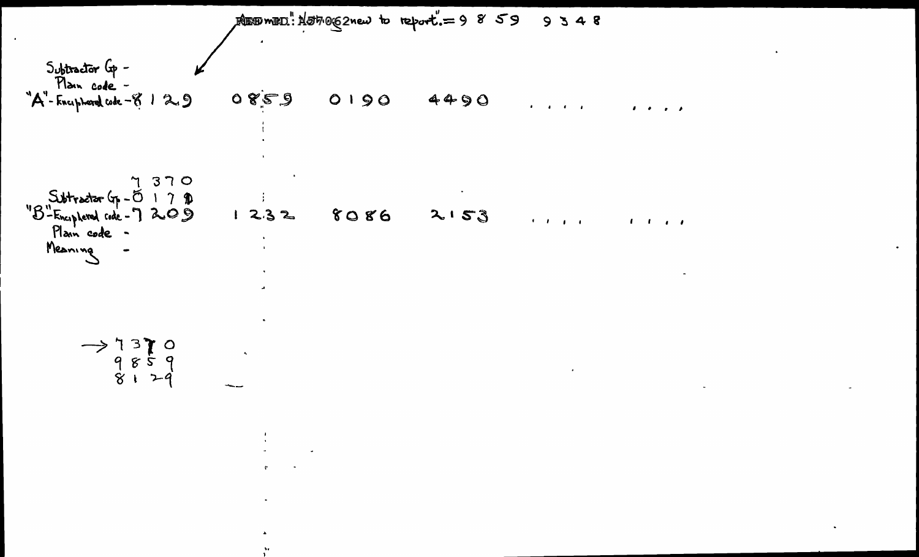"NEED"MED: "NO7062new to report." = 9 8 5 9 9 3 4 8

Subtractor Gp -

Plain code -

"A" - Enciphered code - 8 1 2 9 0 8 5 9 0 1 9 0 4 4 9 0 . . . . . . . .

7 3 7 0

Subtractor Gp - 0 1 7 0

"B" - Enciphered code - 7 2 0 9 1 2 3 2 8 0 8 6 2 1 5 3 . . . . . . . .

Plain code -

Meaning -

→ 7 3 7 0

9 8 5 9

8 1 2 9